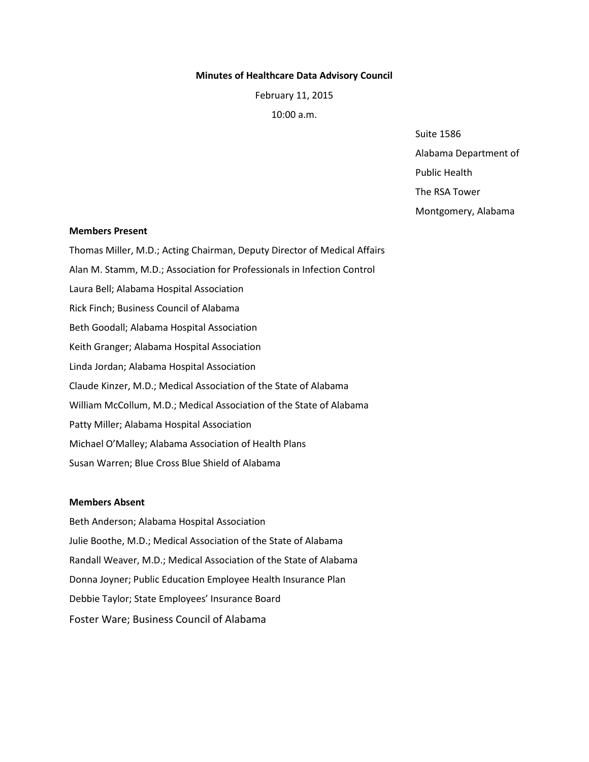**Minutes of Healthcare Data Advisory Council**

February 11, 2015

10:00 a.m.

Suite 1586
Alabama Department of
Public Health
The RSA Tower
Montgomery, Alabama

**Members Present**

Thomas Miller, M.D.; Acting Chairman, Deputy Director of Medical Affairs
Alan M. Stamm, M.D.; Association for Professionals in Infection Control
Laura Bell; Alabama Hospital Association
Rick Finch; Business Council of Alabama
Beth Goodall; Alabama Hospital Association
Keith Granger; Alabama Hospital Association
Linda Jordan; Alabama Hospital Association
Claude Kinzer, M.D.; Medical Association of the State of Alabama
William McCollum, M.D.; Medical Association of the State of Alabama
Patty Miller; Alabama Hospital Association
Michael O'Malley; Alabama Association of Health Plans
Susan Warren; Blue Cross Blue Shield of Alabama

**Members Absent**

Beth Anderson; Alabama Hospital Association
Julie Boothe, M.D.; Medical Association of the State of Alabama
Randall Weaver, M.D.; Medical Association of the State of Alabama
Donna Joyner; Public Education Employee Health Insurance Plan
Debbie Taylor; State Employees' Insurance Board
Foster Ware; Business Council of Alabama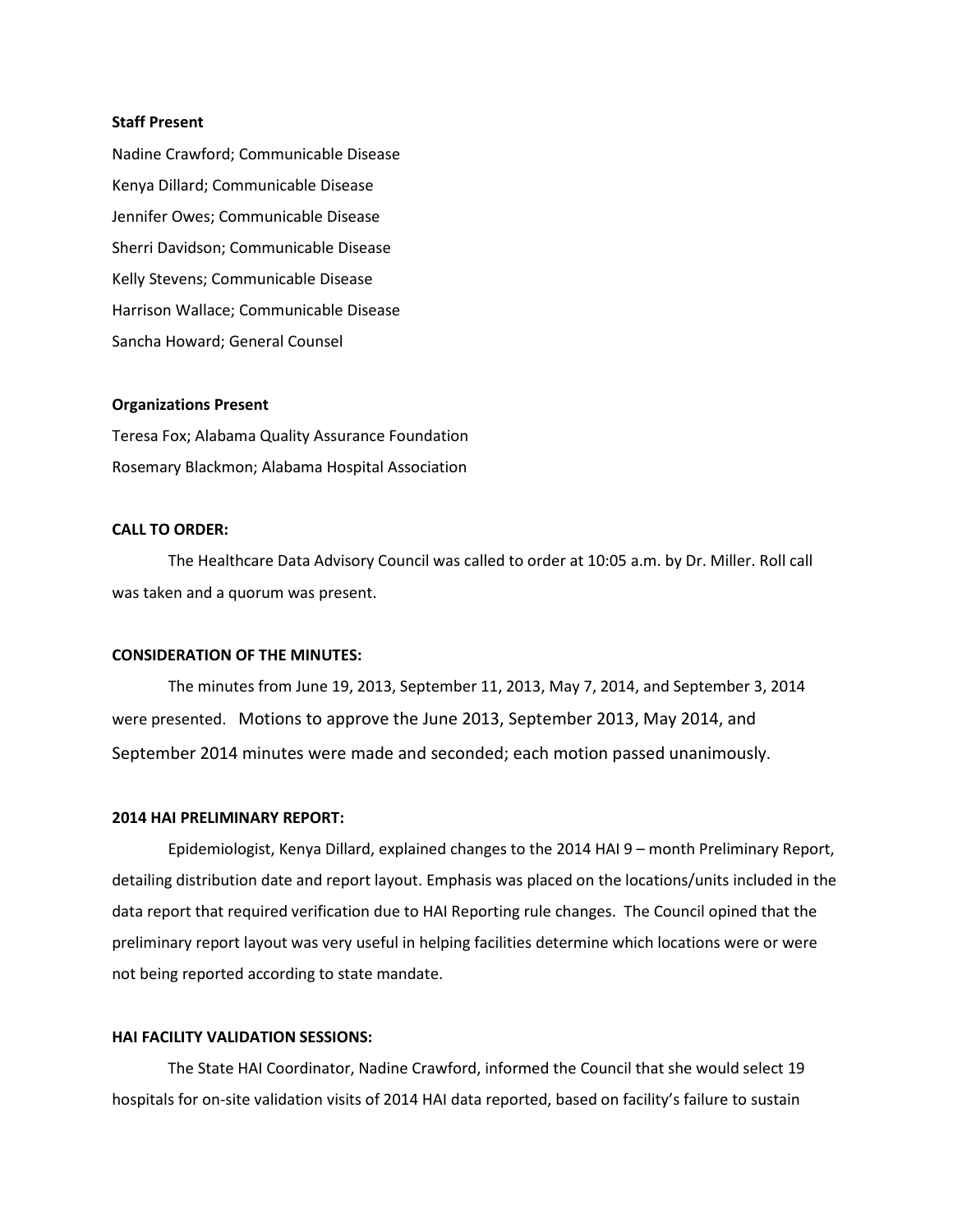**Staff Present**

Nadine Crawford; Communicable Disease

Kenya Dillard; Communicable Disease

Jennifer Owes; Communicable Disease

Sherri Davidson; Communicable Disease

Kelly Stevens; Communicable Disease

Harrison Wallace; Communicable Disease

Sancha Howard; General Counsel

**Organizations Present**

Teresa Fox; Alabama Quality Assurance Foundation

Rosemary Blackmon; Alabama Hospital Association

**CALL TO ORDER:**

The Healthcare Data Advisory Council was called to order at 10:05 a.m. by Dr. Miller. Roll call was taken and a quorum was present.

**CONSIDERATION OF THE MINUTES:**

The minutes from June 19, 2013, September 11, 2013, May 7, 2014, and September 3, 2014 were presented. Motions to approve the June 2013, September 2013, May 2014, and September 2014 minutes were made and seconded; each motion passed unanimously.

**2014 HAI PRELIMINARY REPORT:**

Epidemiologist, Kenya Dillard, explained changes to the 2014 HAI 9 – month Preliminary Report, detailing distribution date and report layout. Emphasis was placed on the locations/units included in the data report that required verification due to HAI Reporting rule changes. The Council opined that the preliminary report layout was very useful in helping facilities determine which locations were or were not being reported according to state mandate.

**HAI FACILITY VALIDATION SESSIONS:**

The State HAI Coordinator, Nadine Crawford, informed the Council that she would select 19 hospitals for on-site validation visits of 2014 HAI data reported, based on facility's failure to sustain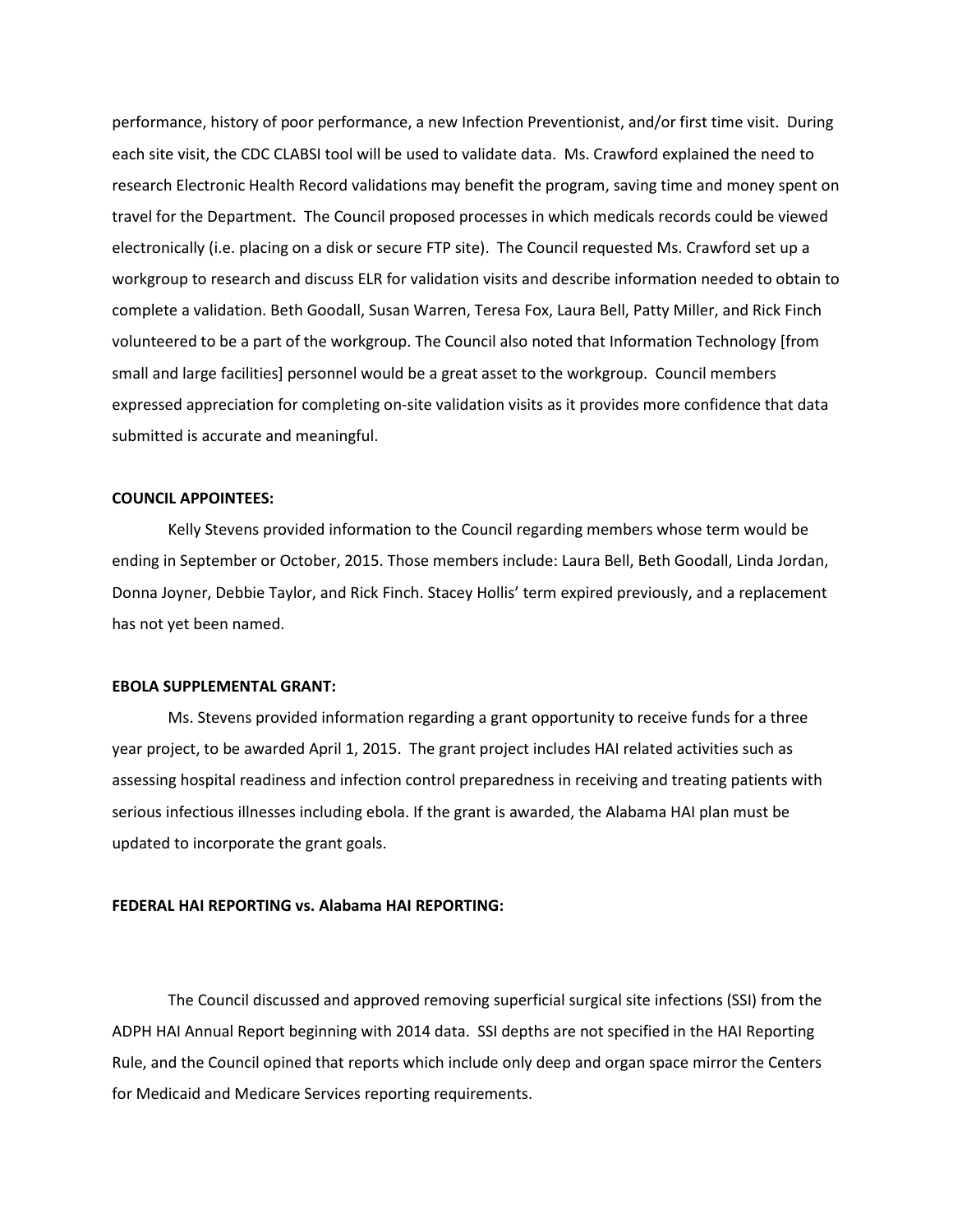performance, history of poor performance, a new Infection Preventionist, and/or first time visit. During each site visit, the CDC CLABSI tool will be used to validate data. Ms. Crawford explained the need to research Electronic Health Record validations may benefit the program, saving time and money spent on travel for the Department. The Council proposed processes in which medicals records could be viewed electronically (i.e. placing on a disk or secure FTP site). The Council requested Ms. Crawford set up a workgroup to research and discuss ELR for validation visits and describe information needed to obtain to complete a validation. Beth Goodall, Susan Warren, Teresa Fox, Laura Bell, Patty Miller, and Rick Finch volunteered to be a part of the workgroup. The Council also noted that Information Technology [from small and large facilities] personnel would be a great asset to the workgroup. Council members expressed appreciation for completing on-site validation visits as it provides more confidence that data submitted is accurate and meaningful.

**COUNCIL APPOINTEES:**

Kelly Stevens provided information to the Council regarding members whose term would be ending in September or October, 2015. Those members include: Laura Bell, Beth Goodall, Linda Jordan, Donna Joyner, Debbie Taylor, and Rick Finch. Stacey Hollis' term expired previously, and a replacement has not yet been named.

**EBOLA SUPPLEMENTAL GRANT:**

Ms. Stevens provided information regarding a grant opportunity to receive funds for a three year project, to be awarded April 1, 2015. The grant project includes HAI related activities such as assessing hospital readiness and infection control preparedness in receiving and treating patients with serious infectious illnesses including ebola. If the grant is awarded, the Alabama HAI plan must be updated to incorporate the grant goals.

**FEDERAL HAI REPORTING vs. Alabama HAI REPORTING:**

The Council discussed and approved removing superficial surgical site infections (SSI) from the ADPH HAI Annual Report beginning with 2014 data. SSI depths are not specified in the HAI Reporting Rule, and the Council opined that reports which include only deep and organ space mirror the Centers for Medicaid and Medicare Services reporting requirements.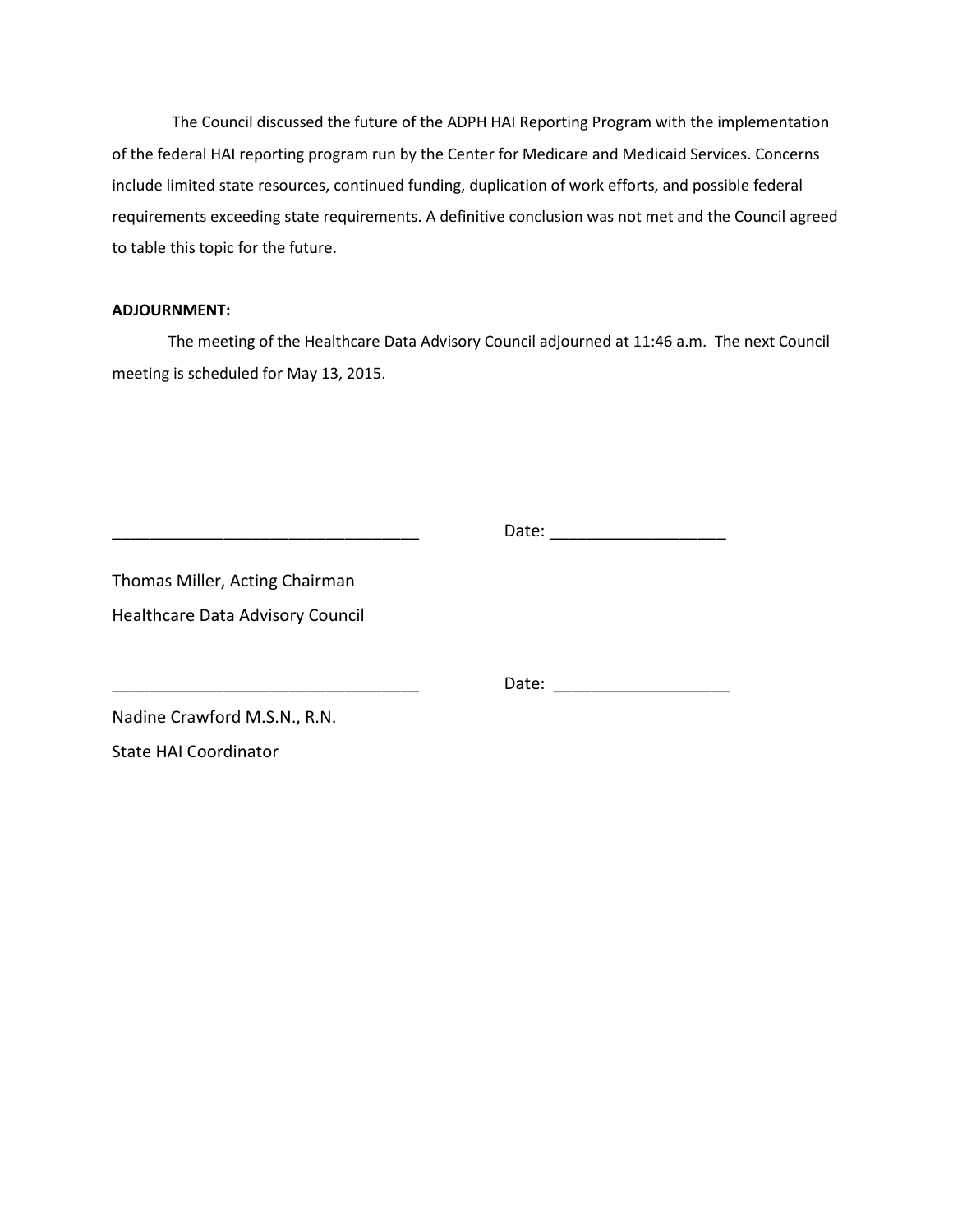The Council discussed the future of the ADPH HAI Reporting Program with the implementation of the federal HAI reporting program run by the Center for Medicare and Medicaid Services. Concerns include limited state resources, continued funding, duplication of work efforts, and possible federal requirements exceeding state requirements. A definitive conclusion was not met and the Council agreed to table this topic for the future.

**ADJOURNMENT:**

The meeting of the Healthcare Data Advisory Council adjourned at 11:46 a.m. The next Council meeting is scheduled for May 13, 2015.

_________________________________ Date: ___________________

Thomas Miller, Acting Chairman
Healthcare Data Advisory Council

_________________________________ Date: ___________________

Nadine Crawford M.S.N., R.N.
State HAI Coordinator